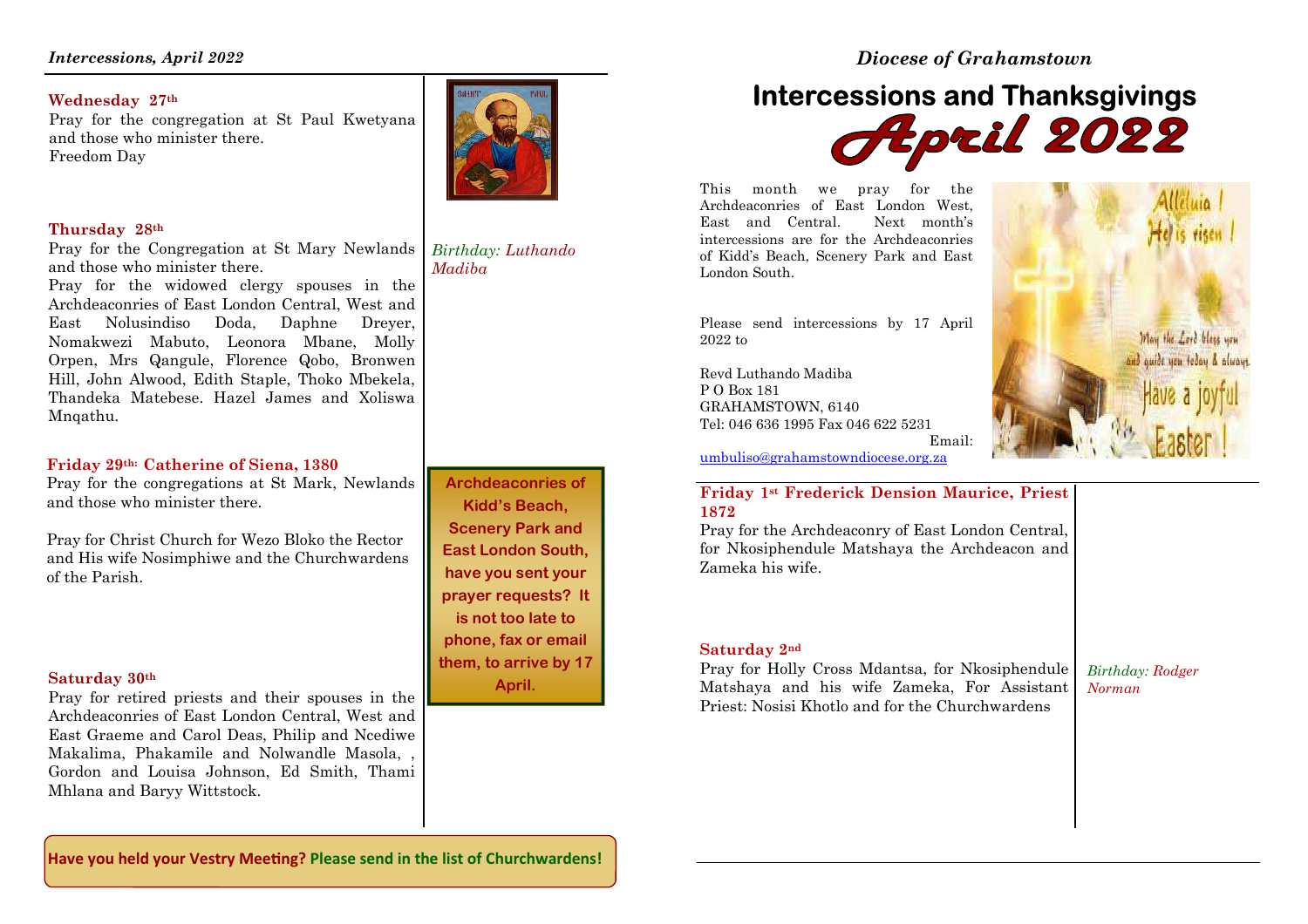*Intercessions, April 2022*

**Wednesday 27th**

Pray for the congregation at St Paul Kwetyana and those who minister there.
Freedom Day

**Thursday 28th**

Pray for the Congregation at St Mary Newlands and those who minister there.
Pray for the widowed clergy spouses in the Archdeaconries of East London Central, West and East Nolusindiso Doda, Daphne Dreyer, Nomakwezi Mabuto, Leonora Mbane, Molly Orpen, Mrs Qangule, Florence Qobo, Bronwen Hill, John Alwood, Edith Staple, Thoko Mbekela, Thandeka Matebese. Hazel James and Xoliswa Mnqathu.

*Birthday: Luthando Madiba*

**Friday 29th: Catherine of Siena, 1380**

Pray for the congregations at St Mark, Newlands and those who minister there.

Pray for Christ Church for Wezo Bloko the Rector and His wife Nosimphiwe and the Churchwardens of the Parish.

**Saturday 30th**

Pray for retired priests and their spouses in the Archdeaconries of East London Central, West and East Graeme and Carol Deas, Philip and Ncediwe Makalima, Phakamile and Nolwandle Masola, , Gordon and Louisa Johnson, Ed Smith, Thami Mhlana and Baryy Wittstock.

**Archdeaconries of Kidd's Beach, Scenery Park and East London South, have you sent your prayer requests? It is not too late to phone, fax or email them, to arrive by 17 April.**

**Have you held your Vestry Meeting? Please send in the list of Churchwardens!**

*Diocese of Grahamstown*

# Intercessions and Thanksgivings
# April 2022

This month we pray for the Archdeaconries of East London West, East and Central. Next month's intercessions are for the Archdeaconries of Kidd's Beach, Scenery Park and East London South.

Please send intercessions by 17 April 2022 to

Revd Luthando Madiba
P O Box 181
GRAHAMSTOWN, 6140
Tel: 046 636 1995 Fax 046 622 5231
Email: umbuliso@grahamstowndiocese.org.za

**Friday 1st Frederick Dension Maurice, Priest 1872**

Pray for the Archdeaconry of East London Central, for Nkosiphendule Matshaya the Archdeacon and Zameka his wife.

**Saturday 2nd**

Pray for Holly Cross Mdantsa, for Nkosiphendule Matshaya and his wife Zameka, For Assistant Priest: Nosisi Khotlo and for the Churchwardens

*Birthday: Rodger Norman*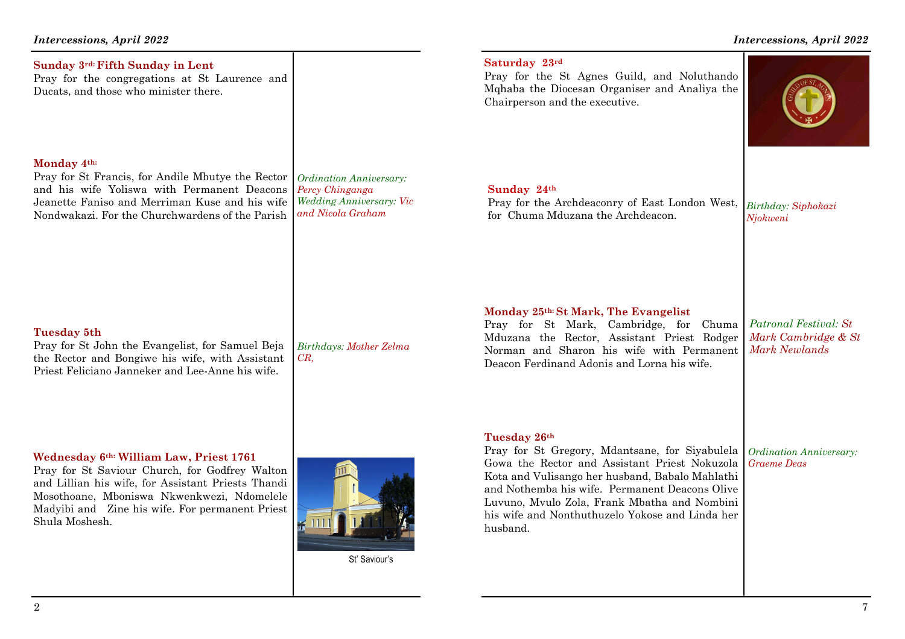**Sunday 3rd: Fifth Sunday in Lent**

Pray for the congregations at St Laurence and Ducats, and those who minister there.

**Monday 4th:**

Pray for St Francis, for Andile Mbutye the Rector and his wife Yoliswa with Permanent Deacons Jeanette Faniso and Merriman Kuse and his wife Nondwakazi. For the Churchwardens of the Parish

*Ordination Anniversary: Percy Chinganga*
*Wedding Anniversary: Vic and Nicola Graham*

**Tuesday 5th**

Pray for St John the Evangelist, for Samuel Beja the Rector and Bongiwe his wife, with Assistant Priest Feliciano Janneker and Lee-Anne his wife.

*Birthdays: Mother Zelma CR,*

**Wednesday 6th: William Law, Priest 1761**

Pray for St Saviour Church, for Godfrey Walton and Lillian his wife, for Assistant Priests Thandi Mosothoane, Mboniswa Nkwenkwezi, Ndomelele Madyibi and Zine his wife. For permanent Priest Shula Moshesh.

St' Saviour's

**Saturday 23rd**

Pray for the St Agnes Guild, and Noluthando Mqhaba the Diocesan Organiser and Analiya the Chairperson and the executive.

**Sunday 24th**

Pray for the Archdeaconry of East London West, for Chuma Mduzana the Archdeacon.

*Birthday: Siphokazi Njokweni*

**Monday 25th: St Mark, The Evangelist**

Pray for St Mark, Cambridge, for Chuma Mduzana the Rector, Assistant Priest Rodger Norman and Sharon his wife with Permanent Deacon Ferdinand Adonis and Lorna his wife.

*Patronal Festival: St Mark Cambridge & St Mark Newlands*

**Tuesday 26th**

Pray for St Gregory, Mdantsane, for Siyabulela Gowa the Rector and Assistant Priest Nokuzola Kota and Vulisango her husband, Babalo Mahlathi and Nothemba his wife. Permanent Deacons Olive Luvuno, Mvulo Zola, Frank Mbatha and Nombini his wife and Nonthuthuzelo Yokose and Linda her husband.

*Ordination Anniversary: Graeme Deas*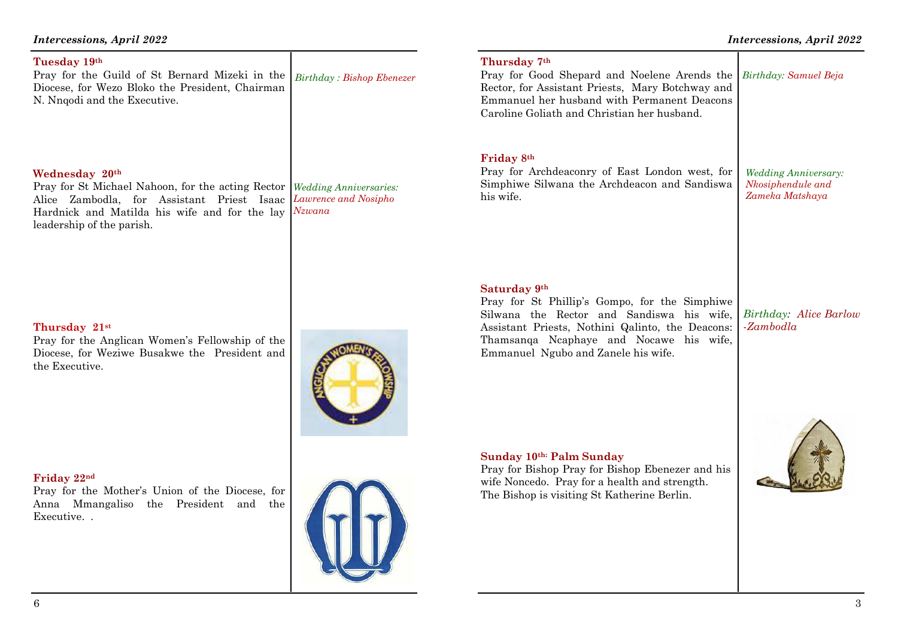## Tuesday 19th

Pray for the Guild of St Bernard Mizeki in the Diocese, for Wezo Bloko the President, Chairman N. Nnqodi and the Executive.

*Birthday : Bishop Ebenezer*

## Wednesday 20th

Pray for St Michael Nahoon, for the acting Rector Alice Zambodla, for Assistant Priest Isaac Hardnick and Matilda his wife and for the lay leadership of the parish.

*Wedding Anniversaries: Lawrence and Nosipho Nzwana*

## Thursday 21st

Pray for the Anglican Women's Fellowship of the Diocese, for Weziwe Busakwe the President and the Executive.

## Friday 22nd

Pray for the Mother's Union of the Diocese, for Anna Mmangaliso the President and the Executive. .

## Thursday 7th

Pray for Good Shepard and Noelene Arends the Rector, for Assistant Priests, Mary Botchway and Emmanuel her husband with Permanent Deacons Caroline Goliath and Christian her husband.

*Birthday: Samuel Beja*

## Friday 8th

Pray for Archdeaconry of East London west, for Simphiwe Silwana the Archdeacon and Sandiswa his wife.

*Wedding Anniversary: Nkosiphendule and Zameka Matshaya*

## Saturday 9th

Pray for St Phillip's Gompo, for the Simphiwe Silwana the Rector and Sandiswa his wife, Assistant Priests, Nothini Qalinto, the Deacons: Thamsanqa Ncaphaye and Nocawe his wife, Emmanuel Ngubo and Zanele his wife.

*Birthday: Alice Barlow -Zambodla*

## Sunday 10th: Palm Sunday

Pray for Bishop Pray for Bishop Ebenezer and his wife Noncedo. Pray for a health and strength.
The Bishop is visiting St Katherine Berlin.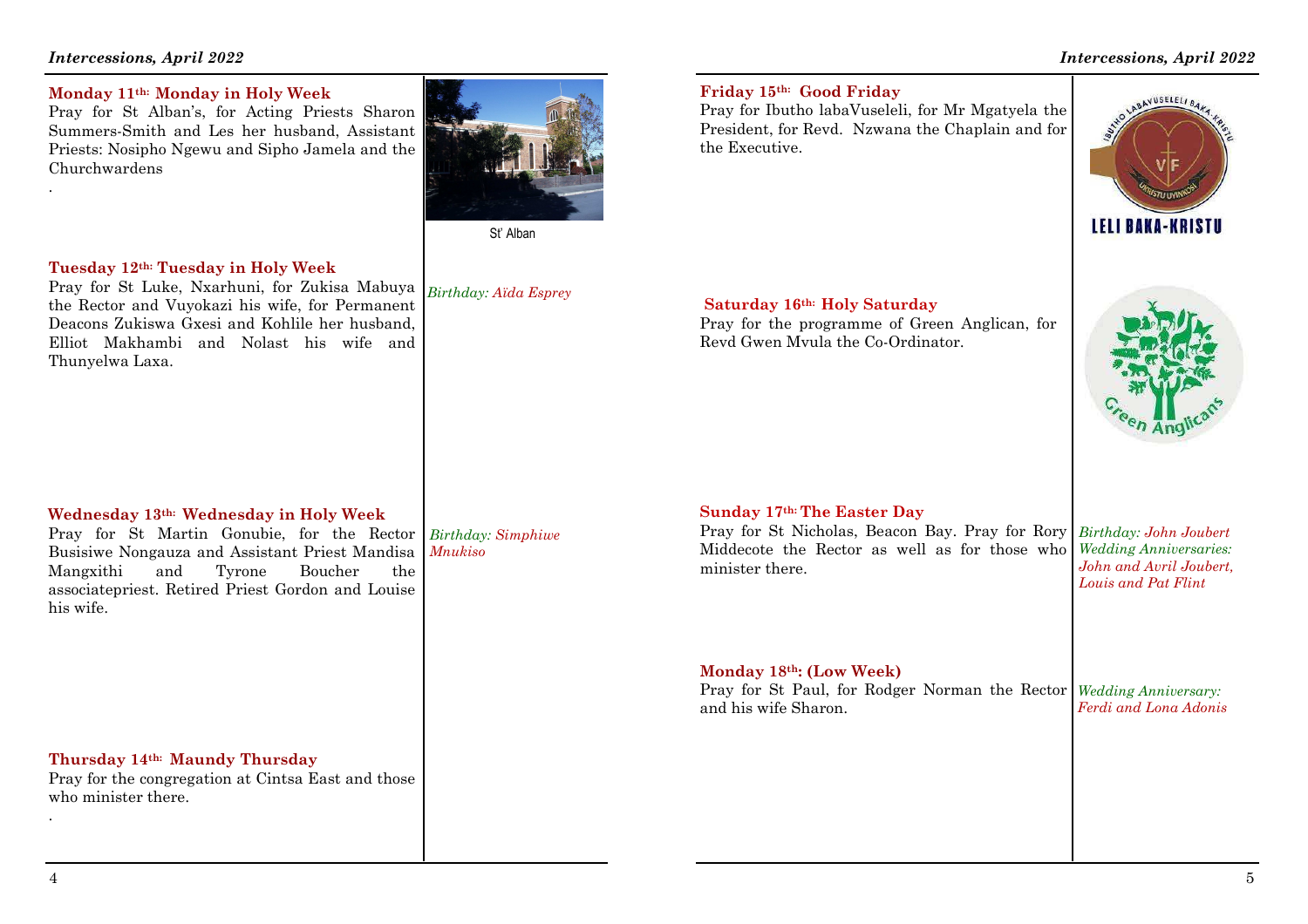**Monday 11th: Monday in Holy Week**
Pray for St Alban's, for Acting Priests Sharon Summers-Smith and Les her husband, Assistant Priests: Nosipho Ngewu and Sipho Jamela and the Churchwardens

St' Alban

**Tuesday 12th: Tuesday in Holy Week**
Pray for St Luke, Nxarhuni, for Zukisa Mabuya the Rector and Vuyokazi his wife, for Permanent Deacons Zukiswa Gxesi and Kohlile her husband, Elliot Makhambi and Nolast his wife and Thunyelwa Laxa.

*Birthday: Aïda Esprey*

**Wednesday 13th: Wednesday in Holy Week**
Pray for St Martin Gonubie, for the Rector Busisiwe Nongauza and Assistant Priest Mandisa Mangxithi and Tyrone Boucher the associatepriest. Retired Priest Gordon and Louise his wife.

*Birthday: Simphiwe Mnukiso*

**Thursday 14th: Maundy Thursday**
Pray for the congregation at Cintsa East and those who minister there.

**Friday 15th: Good Friday**
Pray for Ibutho labaVuseleli, for Mr Mgatyela the President, for Revd. Nzwana the Chaplain and for the Executive.

LELI BAKA-KRISTU

**Saturday 16th: Holy Saturday**
Pray for the programme of Green Anglican, for Revd Gwen Mvula the Co-Ordinator.

**Sunday 17th: The Easter Day**
Pray for St Nicholas, Beacon Bay. Pray for Rory Middecote the Rector as well as for those who minister there.

*Birthday: John Joubert*
*Wedding Anniversaries: John and Avril Joubert, Louis and Pat Flint*

**Monday 18th: (Low Week)**
Pray for St Paul, for Rodger Norman the Rector and his wife Sharon.

*Wedding Anniversary: Ferdi and Lona Adonis*